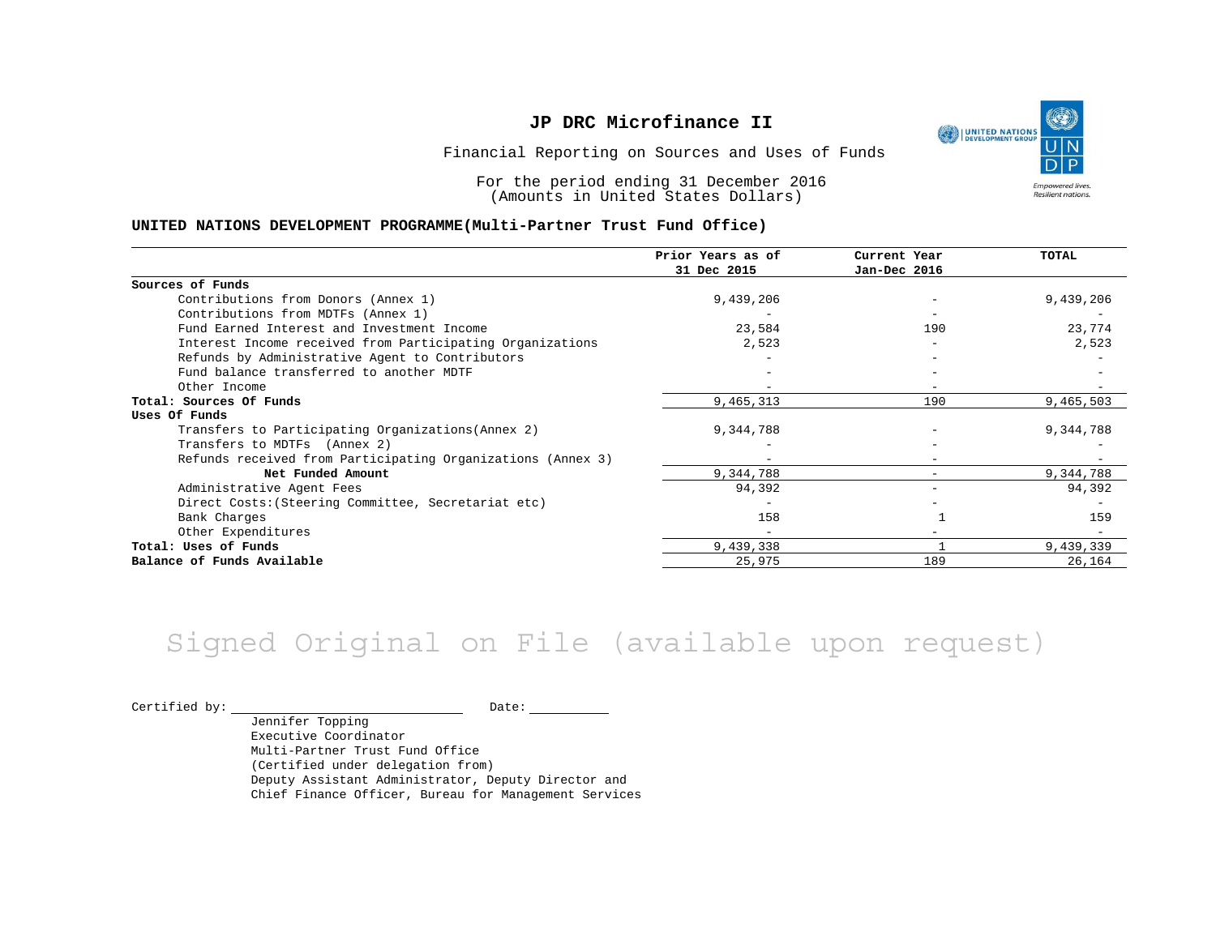# JP DRC Microfinance II

Financial Reporting on Sources and Uses of Funds

For the period ending 31 December 2016
(Amounts in United States Dollars)

**UNITED NATIONS DEVELOPMENT PROGRAMME(Multi-Partner Trust Fund Office)**

| | Prior Years as of 31 Dec 2015 | Current Year Jan-Dec 2016 | TOTAL |
|---|---|---|---|
| **Sources of Funds** | | | |
| Contributions from Donors (Annex 1) | 9,439,206 | - | 9,439,206 |
| Contributions from MDTFs (Annex 1) | - | - | - |
| Fund Earned Interest and Investment Income | 23,584 | 190 | 23,774 |
| Interest Income received from Participating Organizations | 2,523 | - | 2,523 |
| Refunds by Administrative Agent to Contributors | - | - | - |
| Fund balance transferred to another MDTF | - | - | - |
| Other Income | - | - | - |
| **Total: Sources Of Funds** | 9,465,313 | 190 | 9,465,503 |
| **Uses Of Funds** | | | |
| Transfers to Participating Organizations(Annex 2) | 9,344,788 | - | 9,344,788 |
| Transfers to MDTFs (Annex 2) | - | - | - |
| Refunds received from Participating Organizations (Annex 3) | - | - | - |
| **Net Funded Amount** | 9,344,788 | - | 9,344,788 |
| Administrative Agent Fees | 94,392 | - | 94,392 |
| Direct Costs:(Steering Committee, Secretariat etc) | - | - | - |
| Bank Charges | 158 | 1 | 159 |
| Other Expenditures | - | - | - |
| **Total: Uses of Funds** | 9,439,338 | 1 | 9,439,339 |
| **Balance of Funds Available** | 25,975 | 189 | 26,164 |

Signed Original on File (available upon request)

Certified by: ____________________ Date: __________

Jennifer Topping
Executive Coordinator
Multi-Partner Trust Fund Office
(Certified under delegation from)
Deputy Assistant Administrator, Deputy Director and
Chief Finance Officer, Bureau for Management Services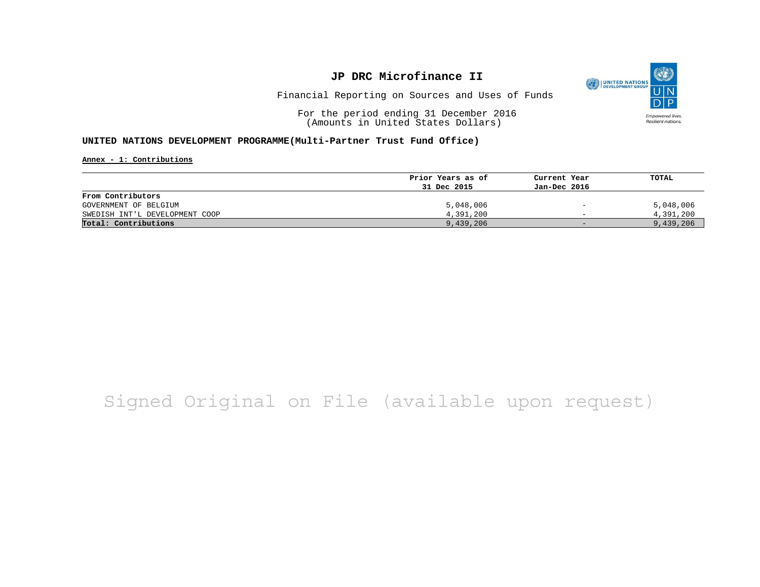# JP DRC Microfinance II

Financial Reporting on Sources and Uses of Funds

For the period ending 31 December 2016
(Amounts in United States Dollars)

**UNITED NATIONS DEVELOPMENT PROGRAMME(Multi-Partner Trust Fund Office)**

**Annex - 1: Contributions**

| | Prior Years as of 31 Dec 2015 | Current Year Jan-Dec 2016 | TOTAL |
|---|---|---|---|
| **From Contributors** | | | |
| GOVERNMENT OF BELGIUM | 5,048,006 | - | 5,048,006 |
| SWEDISH INT'L DEVELOPMENT COOP | 4,391,200 | - | 4,391,200 |
| **Total: Contributions** | 9,439,206 | - | 9,439,206 |

Signed Original on File (available upon request)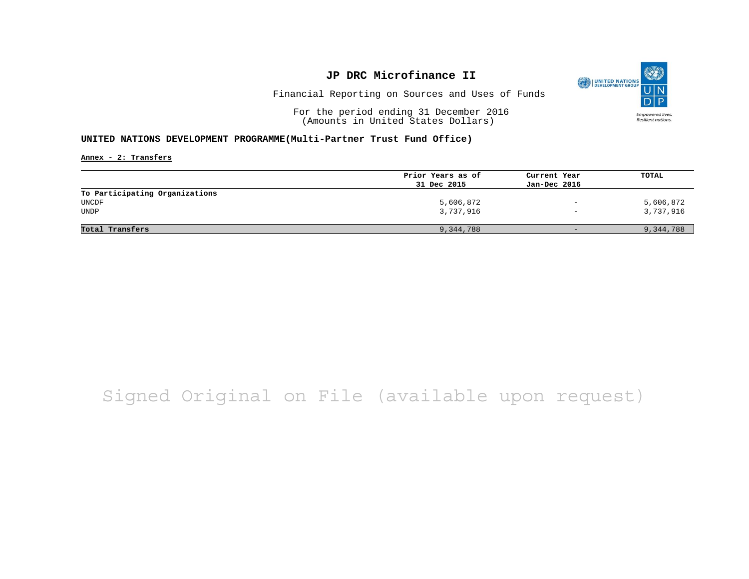# JP DRC Microfinance II

Financial Reporting on Sources and Uses of Funds

For the period ending 31 December 2016
(Amounts in United States Dollars)

**UNITED NATIONS DEVELOPMENT PROGRAMME(Multi-Partner Trust Fund Office)**

**Annex - 2: Transfers**

| | Prior Years as of 31 Dec 2015 | Current Year Jan-Dec 2016 | TOTAL |
|---|---|---|---|
| **To Participating Organizations** | | | |
| UNCDF | 5,606,872 | - | 5,606,872 |
| UNDP | 3,737,916 | - | 3,737,916 |
| **Total Transfers** | 9,344,788 | - | 9,344,788 |

Signed Original on File (available upon request)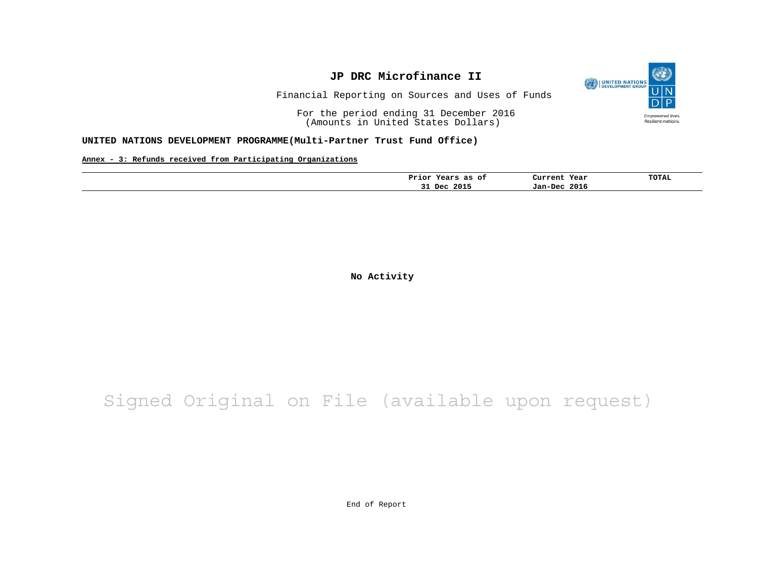# JP DRC Microfinance II

Financial Reporting on Sources and Uses of Funds

For the period ending 31 December 2016
(Amounts in United States Dollars)

**UNITED NATIONS DEVELOPMENT PROGRAMME(Multi-Partner Trust Fund Office)**

**Annex - 3: Refunds received from Participating Organizations**

| | Prior Years as of 31 Dec 2015 | Current Year Jan-Dec 2016 | TOTAL |
|---|---|---|---|

**No Activity**

Signed Original on File (available upon request)

End of Report